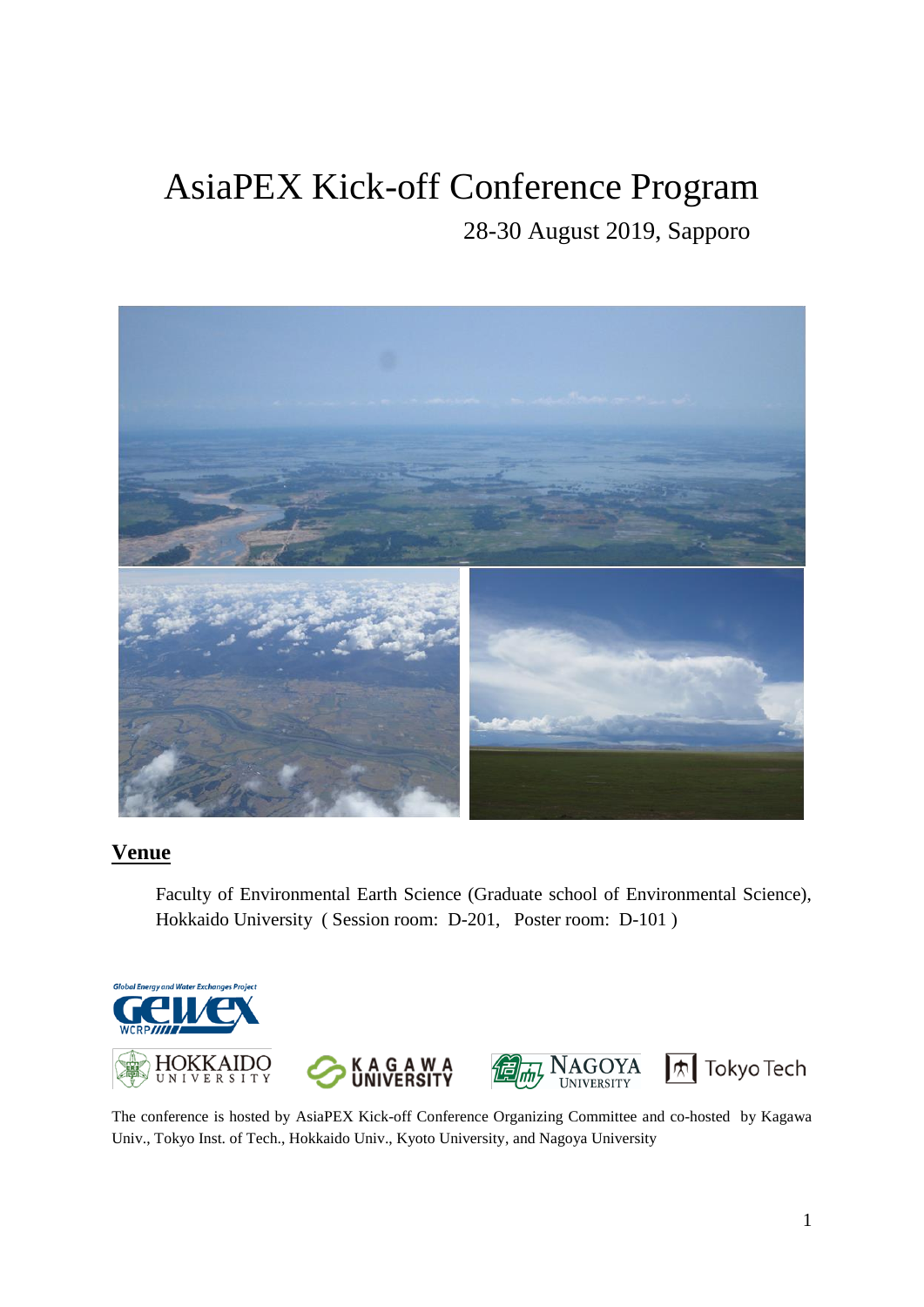# AsiaPEX Kick-off Conference Program

28-30 August 2019, Sapporo

## Venue

Faculty of Environmental Earth Science (Graduate school of Environmental Science), Hokkaido University ( Session room: D-201, Poster room: D-101 )

The conference is hosted by AsiaPEX Kick-off Conference Organizing Committee and co-hosted by Kagawa Univ., Tokyo Inst. of Tech., Hokkaido Univ., Kyoto University, and Nagoya University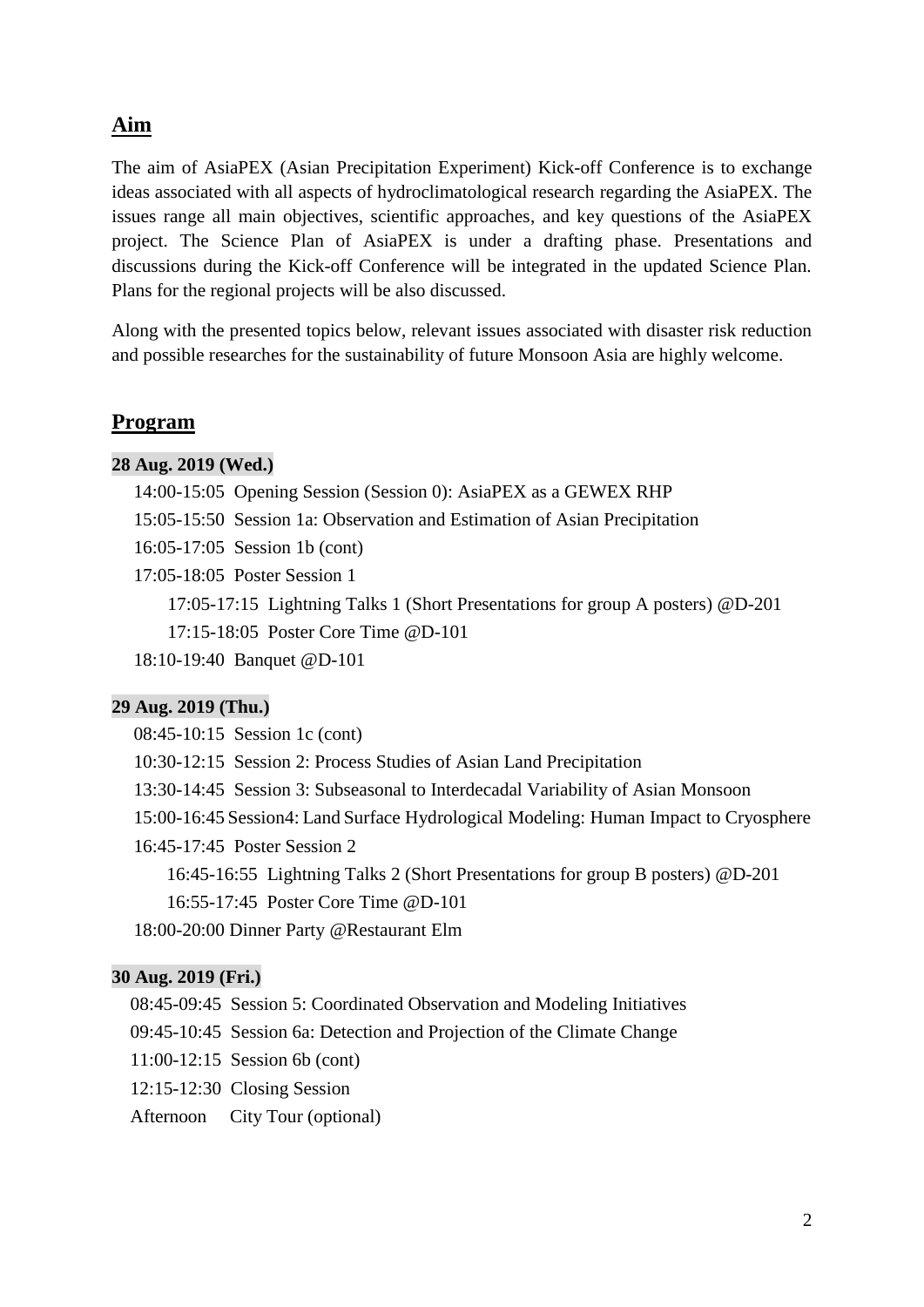## Aim

The aim of AsiaPEX (Asian Precipitation Experiment) Kick-off Conference is to exchange ideas associated with all aspects of hydroclimatological research regarding the AsiaPEX. The issues range all main objectives, scientific approaches, and key questions of the AsiaPEX project. The Science Plan of AsiaPEX is under a drafting phase. Presentations and discussions during the Kick-off Conference will be integrated in the updated Science Plan. Plans for the regional projects will be also discussed.

Along with the presented topics below, relevant issues associated with disaster risk reduction and possible researches for the sustainability of future Monsoon Asia are highly welcome.

## Program

**28 Aug. 2019 (Wed.)**

- 14:00-15:05 Opening Session (Session 0): AsiaPEX as a GEWEX RHP
- 15:05-15:50 Session 1a: Observation and Estimation of Asian Precipitation
- 16:05-17:05 Session 1b (cont)
- 17:05-18:05 Poster Session 1
  - 17:05-17:15 Lightning Talks 1 (Short Presentations for group A posters) @D-201
  - 17:15-18:05 Poster Core Time @D-101
- 18:10-19:40 Banquet @D-101

**29 Aug. 2019 (Thu.)**

- 08:45-10:15 Session 1c (cont)
- 10:30-12:15 Session 2: Process Studies of Asian Land Precipitation
- 13:30-14:45 Session 3: Subseasonal to Interdecadal Variability of Asian Monsoon
- 15:00-16:45 Session4: Land Surface Hydrological Modeling: Human Impact to Cryosphere
- 16:45-17:45 Poster Session 2
  - 16:45-16:55 Lightning Talks 2 (Short Presentations for group B posters) @D-201
  - 16:55-17:45 Poster Core Time @D-101
- 18:00-20:00 Dinner Party @Restaurant Elm

**30 Aug. 2019 (Fri.)**

- 08:45-09:45 Session 5: Coordinated Observation and Modeling Initiatives
- 09:45-10:45 Session 6a: Detection and Projection of the Climate Change
- 11:00-12:15 Session 6b (cont)
- 12:15-12:30 Closing Session
- Afternoon City Tour (optional)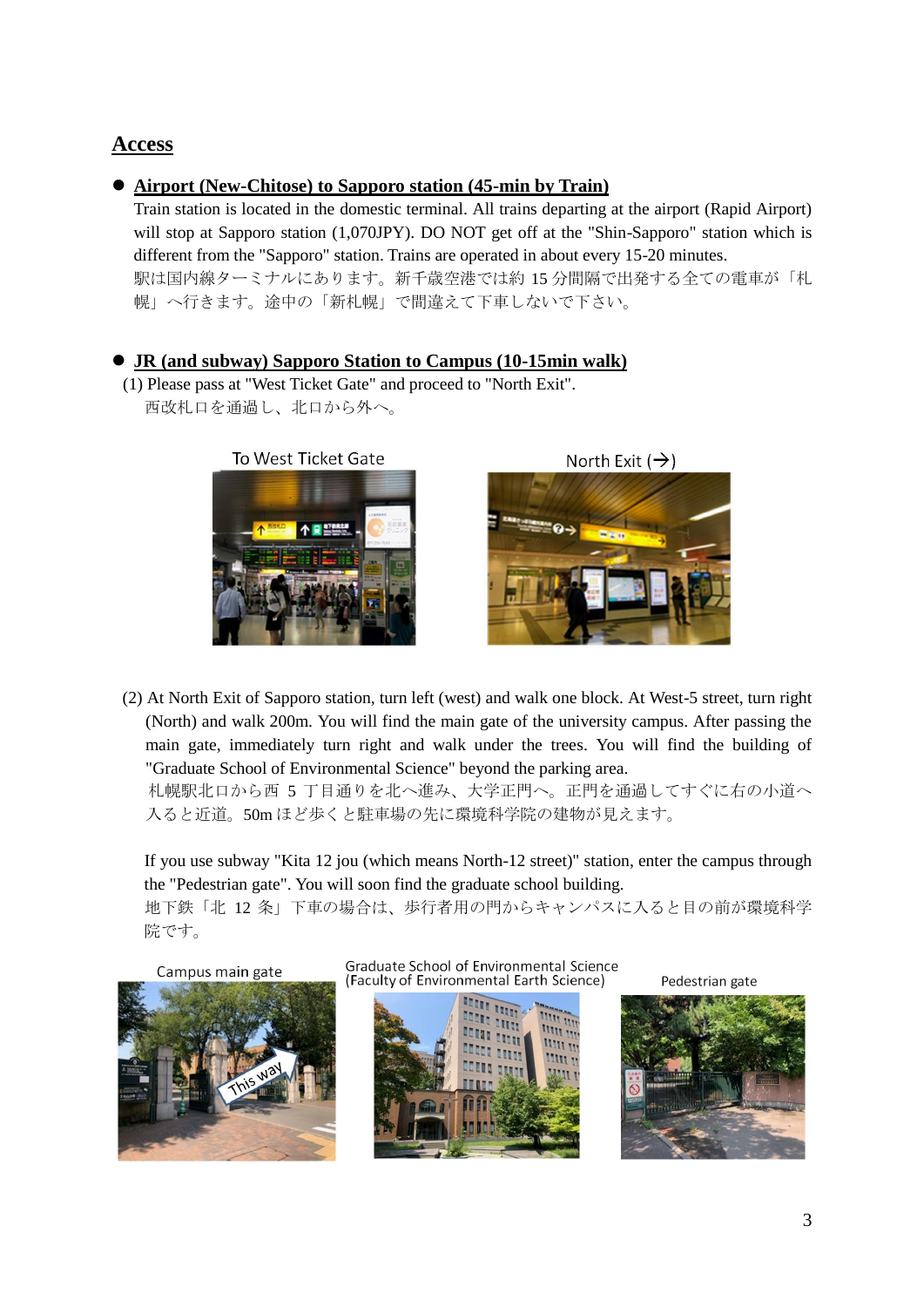## Access

- **Airport (New-Chitose) to Sapporo station (45-min by Train)**
  Train station is located in the domestic terminal. All trains departing at the airport (Rapid Airport) will stop at Sapporo station (1,070JPY). DO NOT get off at the "Shin-Sapporo" station which is different from the "Sapporo" station. Trains are operated in about every 15-20 minutes.
  駅は国内線ターミナルにあります。新千歳空港では約 15 分間隔で出発する全ての電車が「札幌」へ行きます。途中の「新札幌」で間違えて下車しないで下さい。

- **JR (and subway) Sapporo Station to Campus (10-15min walk)**

(1) Please pass at "West Ticket Gate" and proceed to "North Exit".
西改札口を通過し、北口から外へ。

To West Ticket Gate

North Exit (→)

(2) At North Exit of Sapporo station, turn left (west) and walk one block. At West-5 street, turn right (North) and walk 200m. You will find the main gate of the university campus. After passing the main gate, immediately turn right and walk under the trees. You will find the building of "Graduate School of Environmental Science" beyond the parking area.
札幌駅北口から西 5 丁目通りを北へ進み、大学正門へ。正門を通過してすぐに右の小道へ入ると近道。50m ほど歩くと駐車場の先に環境科学院の建物が見えます。

If you use subway "Kita 12 jou (which means North-12 street)" station, enter the campus through the "Pedestrian gate". You will soon find the graduate school building.
地下鉄「北 12 条」下車の場合は、歩行者用の門からキャンパスに入ると目の前が環境科学院です。

Campus main gate

Graduate School of Environmental Science (Faculty of Environmental Earth Science)

Pedestrian gate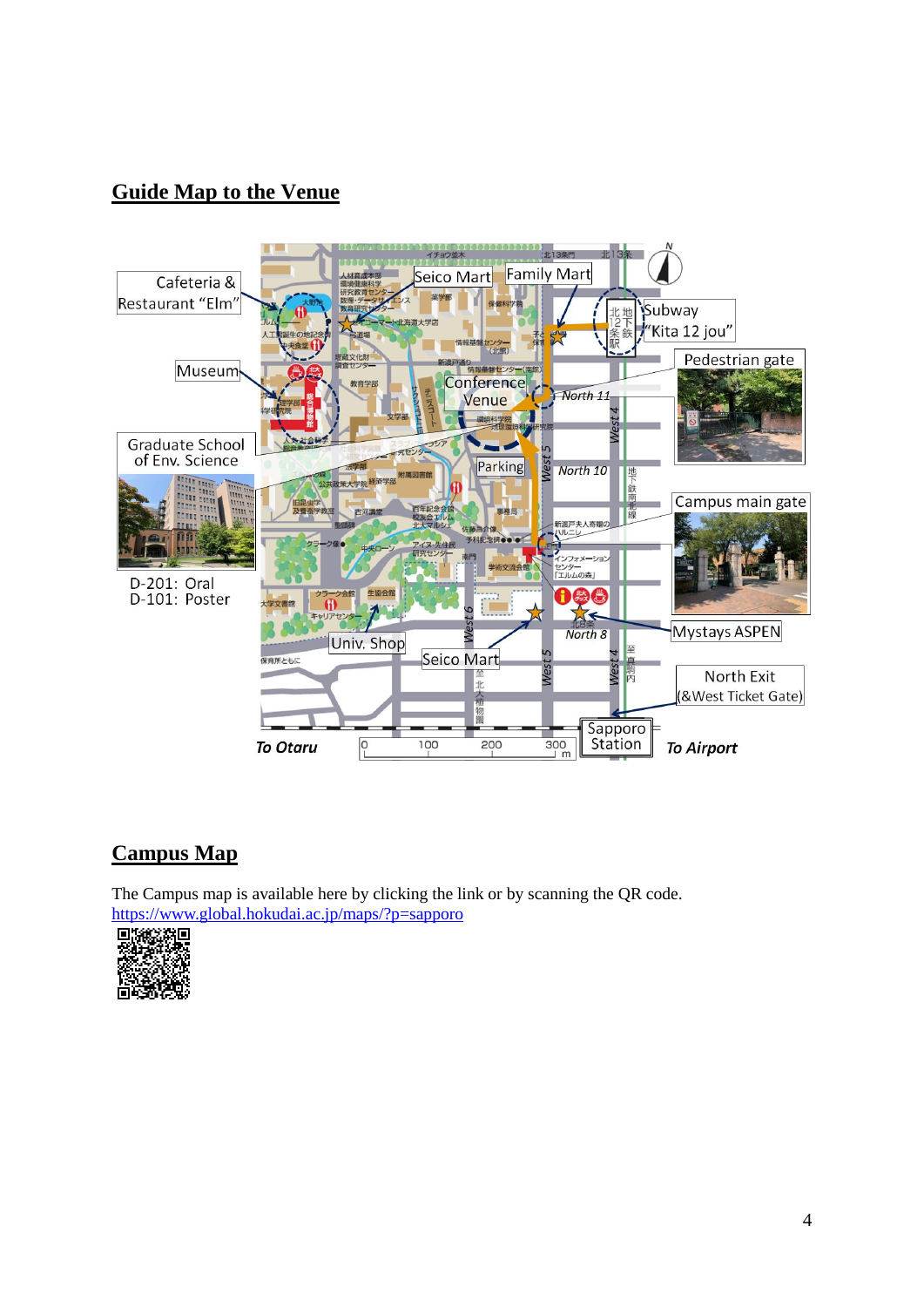## Guide Map to the Venue

## Campus Map

The Campus map is available here by clicking the link or by scanning the QR code.
https://www.global.hokudai.ac.jp/maps/?p=sapporo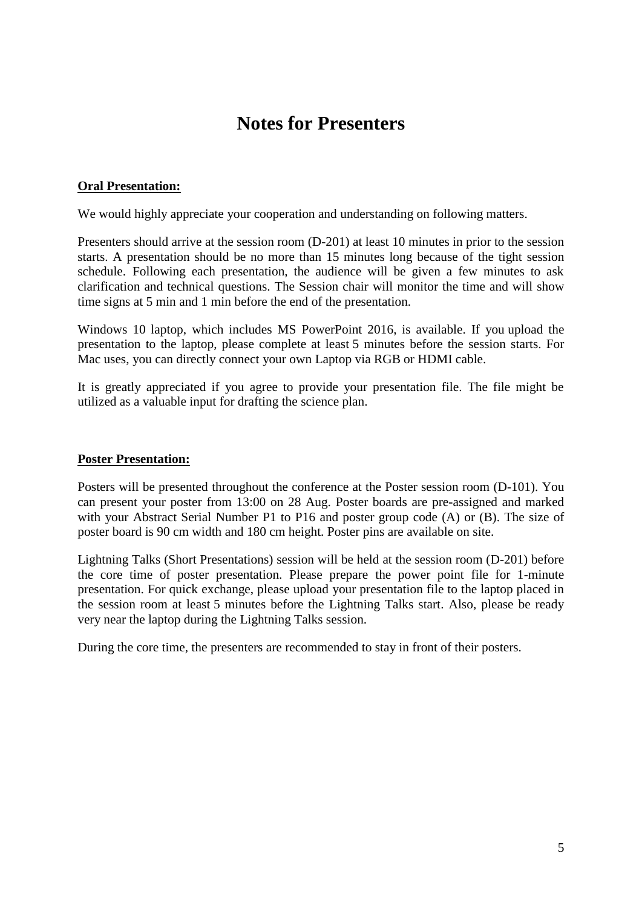# Notes for Presenters

**Oral Presentation:**

We would highly appreciate your cooperation and understanding on following matters.

Presenters should arrive at the session room (D-201) at least 10 minutes in prior to the session starts. A presentation should be no more than 15 minutes long because of the tight session schedule. Following each presentation, the audience will be given a few minutes to ask clarification and technical questions. The Session chair will monitor the time and will show time signs at 5 min and 1 min before the end of the presentation.

Windows 10 laptop, which includes MS PowerPoint 2016, is available. If you upload the presentation to the laptop, please complete at least 5 minutes before the session starts. For Mac uses, you can directly connect your own Laptop via RGB or HDMI cable.

It is greatly appreciated if you agree to provide your presentation file. The file might be utilized as a valuable input for drafting the science plan.

**Poster Presentation:**

Posters will be presented throughout the conference at the Poster session room (D-101). You can present your poster from 13:00 on 28 Aug. Poster boards are pre-assigned and marked with your Abstract Serial Number P1 to P16 and poster group code (A) or (B). The size of poster board is 90 cm width and 180 cm height. Poster pins are available on site.

Lightning Talks (Short Presentations) session will be held at the session room (D-201) before the core time of poster presentation. Please prepare the power point file for 1-minute presentation. For quick exchange, please upload your presentation file to the laptop placed in the session room at least 5 minutes before the Lightning Talks start. Also, please be ready very near the laptop during the Lightning Talks session.

During the core time, the presenters are recommended to stay in front of their posters.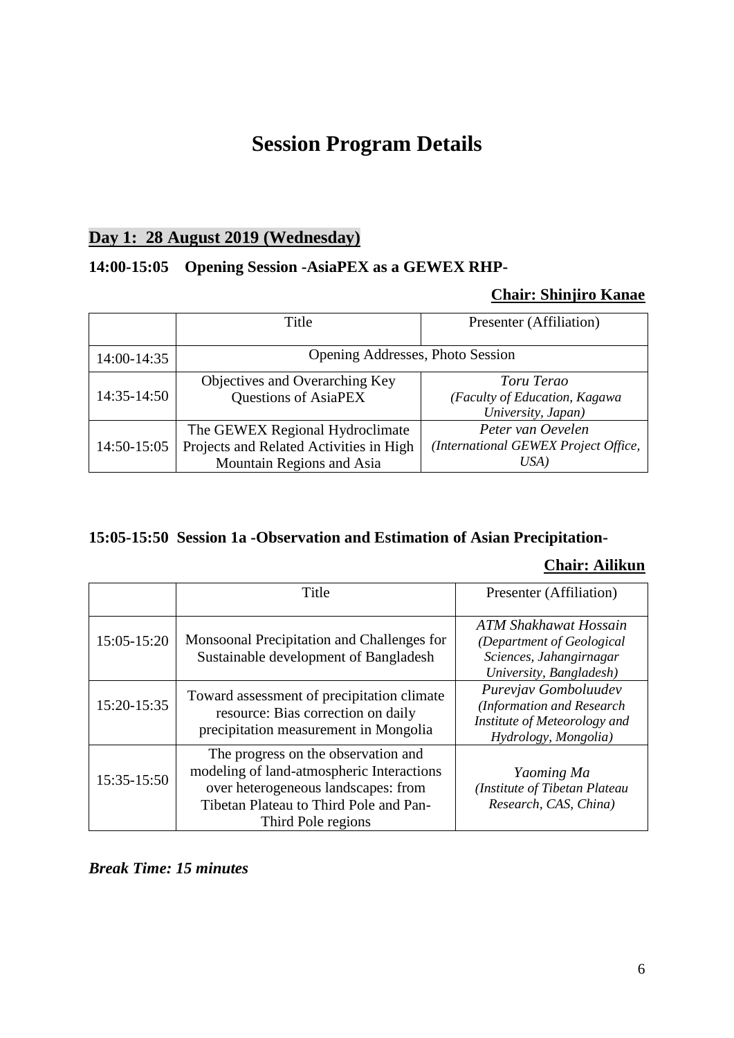# Session Program Details

## Day 1: 28 August 2019 (Wednesday)

### 14:00-15:05 Opening Session -AsiaPEX as a GEWEX RHP-

**Chair: Shinjiro Kanae**

| | Title | Presenter (Affiliation) |
|---|---|---|
| 14:00-14:35 | Opening Addresses, Photo Session | |
| 14:35-14:50 | Objectives and Overarching Key Questions of AsiaPEX | *Toru Terao (Faculty of Education, Kagawa University, Japan)* |
| 14:50-15:05 | The GEWEX Regional Hydroclimate Projects and Related Activities in High Mountain Regions and Asia | *Peter van Oevelen (International GEWEX Project Office, USA)* |

### 15:05-15:50 Session 1a -Observation and Estimation of Asian Precipitation-

**Chair: Ailikun**

| | Title | Presenter (Affiliation) |
|---|---|---|
| 15:05-15:20 | Monsoonal Precipitation and Challenges for Sustainable development of Bangladesh | *ATM Shakhawat Hossain (Department of Geological Sciences, Jahangirnagar University, Bangladesh)* |
| 15:20-15:35 | Toward assessment of precipitation climate resource: Bias correction on daily precipitation measurement in Mongolia | *Purevjav Gomboluudev (Information and Research Institute of Meteorology and Hydrology, Mongolia)* |
| 15:35-15:50 | The progress on the observation and modeling of land-atmospheric Interactions over heterogeneous landscapes: from Tibetan Plateau to Third Pole and Pan-Third Pole regions | *Yaoming Ma (Institute of Tibetan Plateau Research, CAS, China)* |

***Break Time: 15 minutes***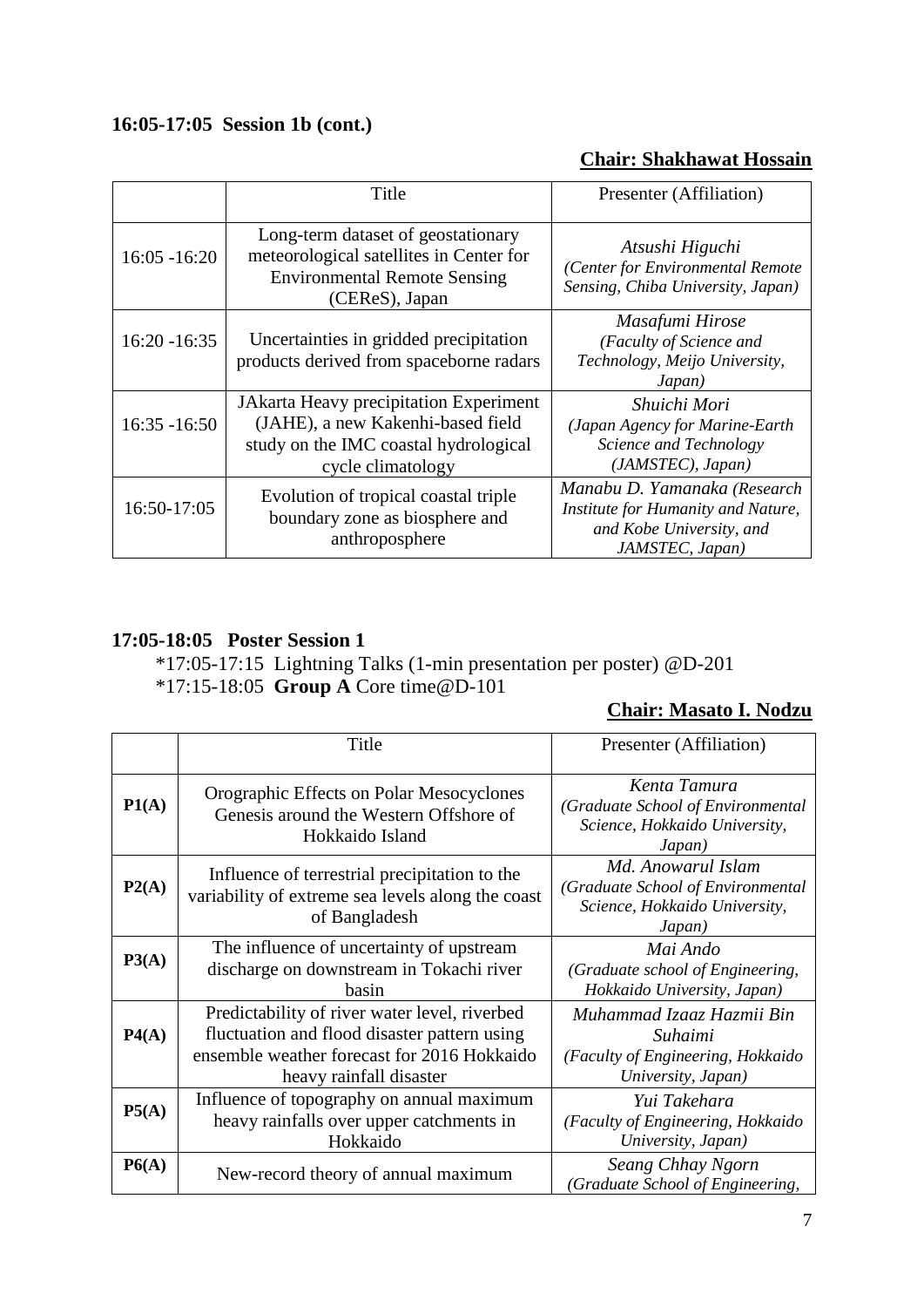**16:05-17:05 Session 1b (cont.)**

**Chair: Shakhawat Hossain**

| | Title | Presenter (Affiliation) |
|---|---|---|
| 16:05 -16:20 | Long-term dataset of geostationary meteorological satellites in Center for Environmental Remote Sensing (CEReS), Japan | *Atsushi Higuchi (Center for Environmental Remote Sensing, Chiba University, Japan)* |
| 16:20 -16:35 | Uncertainties in gridded precipitation products derived from spaceborne radars | *Masafumi Hirose (Faculty of Science and Technology, Meijo University, Japan)* |
| 16:35 -16:50 | JAkarta Heavy precipitation Experiment (JAHE), a new Kakenhi-based field study on the IMC coastal hydrological cycle climatology | *Shuichi Mori (Japan Agency for Marine-Earth Science and Technology (JAMSTEC), Japan)* |
| 16:50-17:05 | Evolution of tropical coastal triple boundary zone as biosphere and anthroposphere | *Manabu D. Yamanaka (Research Institute for Humanity and Nature, and Kobe University, and JAMSTEC, Japan)* |

**17:05-18:05 Poster Session 1**

*17:05-17:15 Lightning Talks (1-min presentation per poster) @D-201
*17:15-18:05 **Group A** Core time@D-101

**Chair: Masato I. Nodzu**

| | Title | Presenter (Affiliation) |
|---|---|---|
| **P1(A)** | Orographic Effects on Polar Mesocyclones Genesis around the Western Offshore of Hokkaido Island | *Kenta Tamura (Graduate School of Environmental Science, Hokkaido University, Japan)* |
| **P2(A)** | Influence of terrestrial precipitation to the variability of extreme sea levels along the coast of Bangladesh | *Md. Anowarul Islam (Graduate School of Environmental Science, Hokkaido University, Japan)* |
| **P3(A)** | The influence of uncertainty of upstream discharge on downstream in Tokachi river basin | *Mai Ando (Graduate school of Engineering, Hokkaido University, Japan)* |
| **P4(A)** | Predictability of river water level, riverbed fluctuation and flood disaster pattern using ensemble weather forecast for 2016 Hokkaido heavy rainfall disaster | *Muhammad Izaaz Hazmii Bin Suhaimi (Faculty of Engineering, Hokkaido University, Japan)* |
| **P5(A)** | Influence of topography on annual maximum heavy rainfalls over upper catchments in Hokkaido | *Yui Takehara (Faculty of Engineering, Hokkaido University, Japan)* |
| **P6(A)** | New-record theory of annual maximum | *Seang Chhay Ngorn (Graduate School of Engineering,* |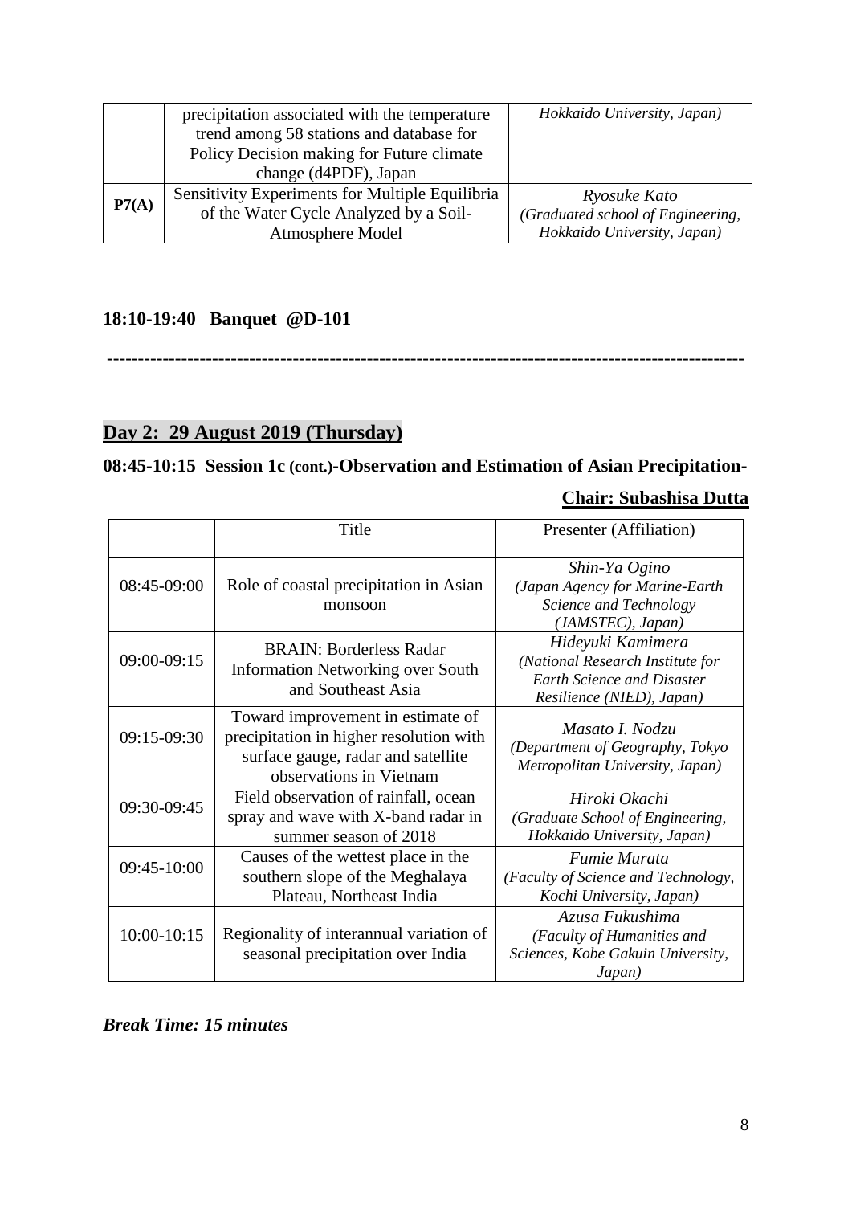| | | |
|---|---|---|
| | precipitation associated with the temperature trend among 58 stations and database for Policy Decision making for Future climate change (d4PDF), Japan | *Hokkaido University, Japan)* |
| **P7(A)** | Sensitivity Experiments for Multiple Equilibria of the Water Cycle Analyzed by a Soil-Atmosphere Model | *Ryosuke Kato (Graduated school of Engineering, Hokkaido University, Japan)* |

**18:10-19:40 Banquet @D-101**

----------------------------------------------------------------------------------------------------

## Day 2: 29 August 2019 (Thursday)

**08:45-10:15 Session 1c (cont.)-Observation and Estimation of Asian Precipitation-**

**Chair: Subashisa Dutta**

| | Title | Presenter (Affiliation) |
|---|---|---|
| 08:45-09:00 | Role of coastal precipitation in Asian monsoon | *Shin-Ya Ogino (Japan Agency for Marine-Earth Science and Technology (JAMSTEC), Japan)* |
| 09:00-09:15 | BRAIN: Borderless Radar Information Networking over South and Southeast Asia | *Hideyuki Kamimera (National Research Institute for Earth Science and Disaster Resilience (NIED), Japan)* |
| 09:15-09:30 | Toward improvement in estimate of precipitation in higher resolution with surface gauge, radar and satellite observations in Vietnam | *Masato I. Nodzu (Department of Geography, Tokyo Metropolitan University, Japan)* |
| 09:30-09:45 | Field observation of rainfall, ocean spray and wave with X-band radar in summer season of 2018 | *Hiroki Okachi (Graduate School of Engineering, Hokkaido University, Japan)* |
| 09:45-10:00 | Causes of the wettest place in the southern slope of the Meghalaya Plateau, Northeast India | *Fumie Murata (Faculty of Science and Technology, Kochi University, Japan)* |
| 10:00-10:15 | Regionality of interannual variation of seasonal precipitation over India | *Azusa Fukushima (Faculty of Humanities and Sciences, Kobe Gakuin University, Japan)* |

***Break Time: 15 minutes***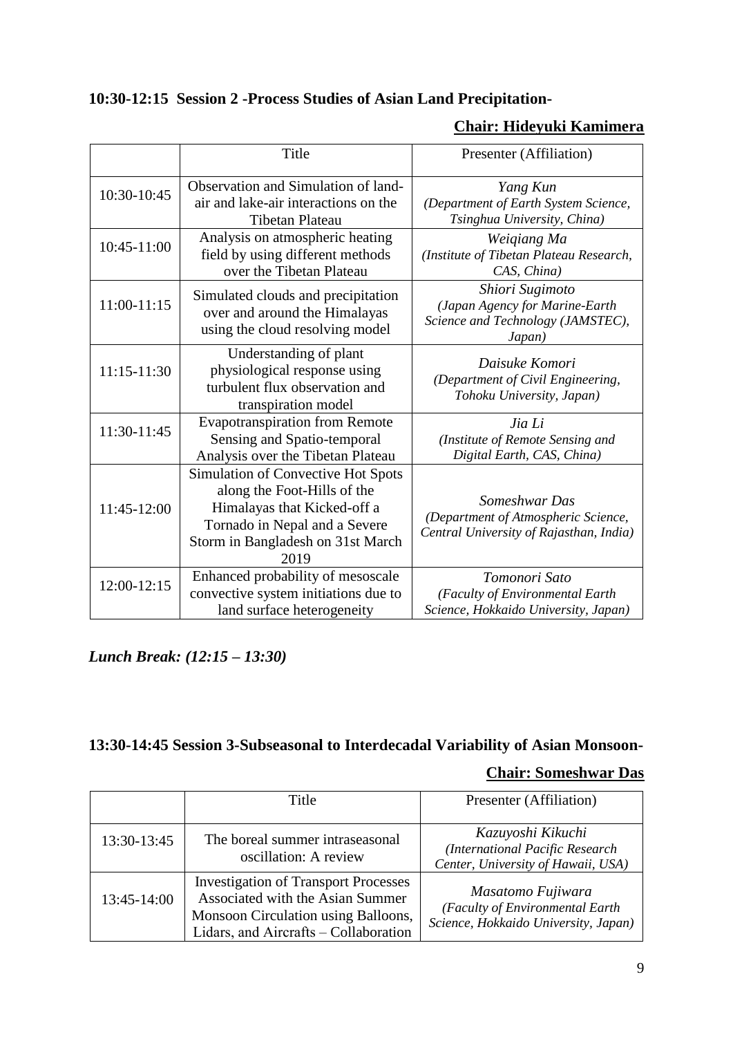### 10:30-12:15 Session 2 -Process Studies of Asian Land Precipitation-

**Chair: Hideyuki Kamimera**

| | Title | Presenter (Affiliation) |
|---|---|---|
| 10:30-10:45 | Observation and Simulation of land-air and lake-air interactions on the Tibetan Plateau | *Yang Kun (Department of Earth System Science, Tsinghua University, China)* |
| 10:45-11:00 | Analysis on atmospheric heating field by using different methods over the Tibetan Plateau | *Weiqiang Ma (Institute of Tibetan Plateau Research, CAS, China)* |
| 11:00-11:15 | Simulated clouds and precipitation over and around the Himalayas using the cloud resolving model | *Shiori Sugimoto (Japan Agency for Marine-Earth Science and Technology (JAMSTEC), Japan)* |
| 11:15-11:30 | Understanding of plant physiological response using turbulent flux observation and transpiration model | *Daisuke Komori (Department of Civil Engineering, Tohoku University, Japan)* |
| 11:30-11:45 | Evapotranspiration from Remote Sensing and Spatio-temporal Analysis over the Tibetan Plateau | *Jia Li (Institute of Remote Sensing and Digital Earth, CAS, China)* |
| 11:45-12:00 | Simulation of Convective Hot Spots along the Foot-Hills of the Himalayas that Kicked-off a Tornado in Nepal and a Severe Storm in Bangladesh on 31st March 2019 | *Someshwar Das (Department of Atmospheric Science, Central University of Rajasthan, India)* |
| 12:00-12:15 | Enhanced probability of mesoscale convective system initiations due to land surface heterogeneity | *Tomonori Sato (Faculty of Environmental Earth Science, Hokkaido University, Japan)* |

***Lunch Break: (12:15 – 13:30)***

### 13:30-14:45 Session 3-Subseasonal to Interdecadal Variability of Asian Monsoon-

**Chair: Someshwar Das**

| | Title | Presenter (Affiliation) |
|---|---|---|
| 13:30-13:45 | The boreal summer intraseasonal oscillation: A review | *Kazuyoshi Kikuchi (International Pacific Research Center, University of Hawaii, USA)* |
| 13:45-14:00 | Investigation of Transport Processes Associated with the Asian Summer Monsoon Circulation using Balloons, Lidars, and Aircrafts – Collaboration | *Masatomo Fujiwara (Faculty of Environmental Earth Science, Hokkaido University, Japan)* |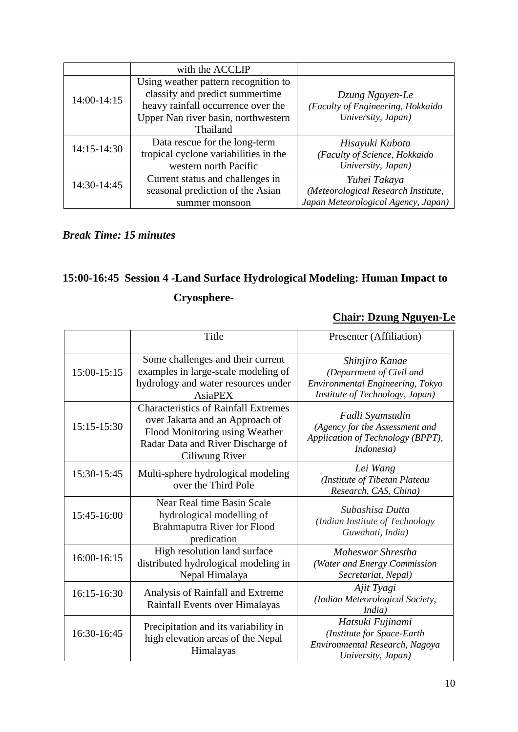|  | with the ACCLIP |  |
|---|---|---|
| 14:00-14:15 | Using weather pattern recognition to classify and predict summertime heavy rainfall occurrence over the Upper Nan river basin, northwestern Thailand | *Dzung Nguyen-Le (Faculty of Engineering, Hokkaido University, Japan)* |
| 14:15-14:30 | Data rescue for the long-term tropical cyclone variabilities in the western north Pacific | *Hisayuki Kubota (Faculty of Science, Hokkaido University, Japan)* |
| 14:30-14:45 | Current status and challenges in seasonal prediction of the Asian summer monsoon | *Yuhei Takaya (Meteorological Research Institute, Japan Meteorological Agency, Japan)* |

***Break Time: 15 minutes***

## 15:00-16:45 Session 4 -Land Surface Hydrological Modeling: Human Impact to Cryosphere-

**Chair: Dzung Nguyen-Le**

|  | Title | Presenter (Affiliation) |
|---|---|---|
| 15:00-15:15 | Some challenges and their current examples in large-scale modeling of hydrology and water resources under AsiaPEX | *Shinjiro Kanae (Department of Civil and Environmental Engineering, Tokyo Institute of Technology, Japan)* |
| 15:15-15:30 | Characteristics of Rainfall Extremes over Jakarta and an Approach of Flood Monitoring using Weather Radar Data and River Discharge of Ciliwung River | *Fadli Syamsudin (Agency for the Assessment and Application of Technology (BPPT), Indonesia)* |
| 15:30-15:45 | Multi-sphere hydrological modeling over the Third Pole | *Lei Wang (Institute of Tibetan Plateau Research, CAS, China)* |
| 15:45-16:00 | Near Real time Basin Scale hydrological modelling of Brahmaputra River for Flood predication | *Subashisa Dutta (Indian Institute of Technology Guwahati, India)* |
| 16:00-16:15 | High resolution land surface distributed hydrological modeling in Nepal Himalaya | *Maheswor Shrestha (Water and Energy Commission Secretariat, Nepal)* |
| 16:15-16:30 | Analysis of Rainfall and Extreme Rainfall Events over Himalayas | *Ajit Tyagi (Indian Meteorological Society, India)* |
| 16:30-16:45 | Precipitation and its variability in high elevation areas of the Nepal Himalayas | *Hatsuki Fujinami (Institute for Space-Earth Environmental Research, Nagoya University, Japan)* |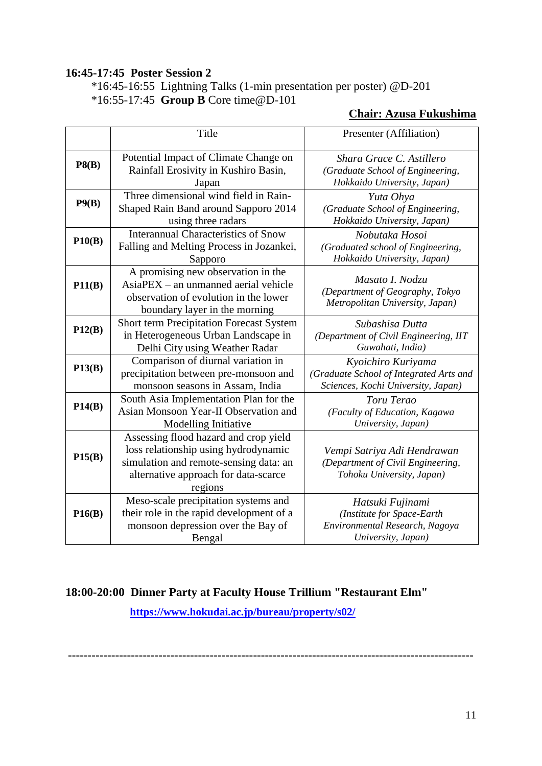**16:45-17:45 Poster Session 2**

*16:45-16:55 Lightning Talks (1-min presentation per poster) @D-201
*16:55-17:45 **Group B** Core time@D-101

**Chair: Azusa Fukushima**

| | Title | Presenter (Affiliation) |
|---|---|---|
| **P8(B)** | Potential Impact of Climate Change on Rainfall Erosivity in Kushiro Basin, Japan | *Shara Grace C. Astillero (Graduate School of Engineering, Hokkaido University, Japan)* |
| **P9(B)** | Three dimensional wind field in Rain-Shaped Rain Band around Sapporo 2014 using three radars | *Yuta Ohya (Graduate School of Engineering, Hokkaido University, Japan)* |
| **P10(B)** | Interannual Characteristics of Snow Falling and Melting Process in Jozankei, Sapporo | *Nobutaka Hosoi (Graduated school of Engineering, Hokkaido University, Japan)* |
| **P11(B)** | A promising new observation in the AsiaPEX – an unmanned aerial vehicle observation of evolution in the lower boundary layer in the morning | *Masato I. Nodzu (Department of Geography, Tokyo Metropolitan University, Japan)* |
| **P12(B)** | Short term Precipitation Forecast System in Heterogeneous Urban Landscape in Delhi City using Weather Radar | *Subashisa Dutta (Department of Civil Engineering, IIT Guwahati, India)* |
| **P13(B)** | Comparison of diurnal variation in precipitation between pre-monsoon and monsoon seasons in Assam, India | *Kyoichiro Kuriyama (Graduate School of Integrated Arts and Sciences, Kochi University, Japan)* |
| **P14(B)** | South Asia Implementation Plan for the Asian Monsoon Year-II Observation and Modelling Initiative | *Toru Terao (Faculty of Education, Kagawa University, Japan)* |
| **P15(B)** | Assessing flood hazard and crop yield loss relationship using hydrodynamic simulation and remote-sensing data: an alternative approach for data-scarce regions | *Vempi Satriya Adi Hendrawan (Department of Civil Engineering, Tohoku University, Japan)* |
| **P16(B)** | Meso-scale precipitation systems and their role in the rapid development of a monsoon depression over the Bay of Bengal | *Hatsuki Fujinami (Institute for Space-Earth Environmental Research, Nagoya University, Japan)* |

**18:00-20:00 Dinner Party at Faculty House Trillium "Restaurant Elm"**

**https://www.hokudai.ac.jp/bureau/property/s02/**

---------------------------------------------------------------------------------------------------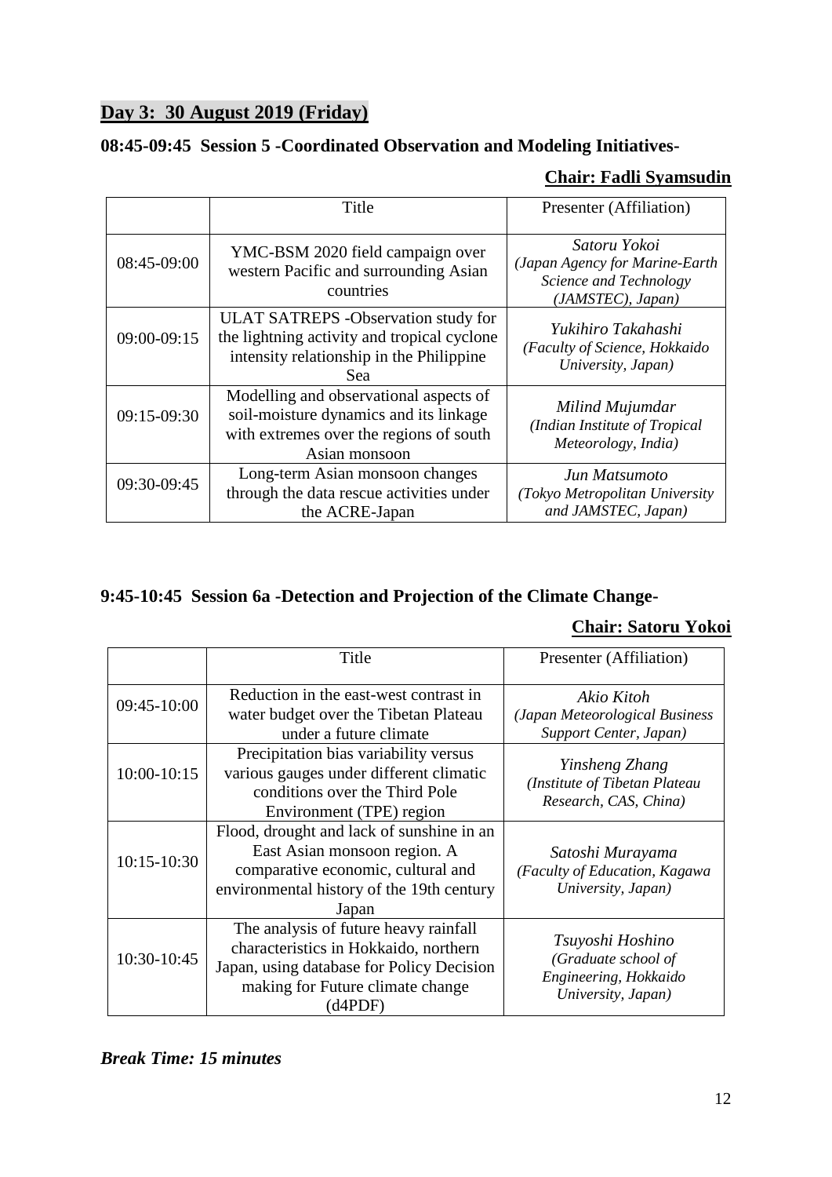## **Day 3: 30 August 2019 (Friday)**

### **08:45-09:45 Session 5 -Coordinated Observation and Modeling Initiatives-**

**Chair: Fadli Syamsudin**

| | Title | Presenter (Affiliation) |
|---|---|---|
| 08:45-09:00 | YMC-BSM 2020 field campaign over western Pacific and surrounding Asian countries | *Satoru Yokoi (Japan Agency for Marine-Earth Science and Technology (JAMSTEC), Japan)* |
| 09:00-09:15 | ULAT SATREPS -Observation study for the lightning activity and tropical cyclone intensity relationship in the Philippine Sea | *Yukihiro Takahashi (Faculty of Science, Hokkaido University, Japan)* |
| 09:15-09:30 | Modelling and observational aspects of soil-moisture dynamics and its linkage with extremes over the regions of south Asian monsoon | *Milind Mujumdar (Indian Institute of Tropical Meteorology, India)* |
| 09:30-09:45 | Long-term Asian monsoon changes through the data rescue activities under the ACRE-Japan | *Jun Matsumoto (Tokyo Metropolitan University and JAMSTEC, Japan)* |

### **9:45-10:45 Session 6a -Detection and Projection of the Climate Change-**

**Chair: Satoru Yokoi**

| | Title | Presenter (Affiliation) |
|---|---|---|
| 09:45-10:00 | Reduction in the east-west contrast in water budget over the Tibetan Plateau under a future climate | *Akio Kitoh (Japan Meteorological Business Support Center, Japan)* |
| 10:00-10:15 | Precipitation bias variability versus various gauges under different climatic conditions over the Third Pole Environment (TPE) region | *Yinsheng Zhang (Institute of Tibetan Plateau Research, CAS, China)* |
| 10:15-10:30 | Flood, drought and lack of sunshine in an East Asian monsoon region. A comparative economic, cultural and environmental history of the 19th century Japan | *Satoshi Murayama (Faculty of Education, Kagawa University, Japan)* |
| 10:30-10:45 | The analysis of future heavy rainfall characteristics in Hokkaido, northern Japan, using database for Policy Decision making for Future climate change (d4PDF) | *Tsuyoshi Hoshino (Graduate school of Engineering, Hokkaido University, Japan)* |

***Break Time: 15 minutes***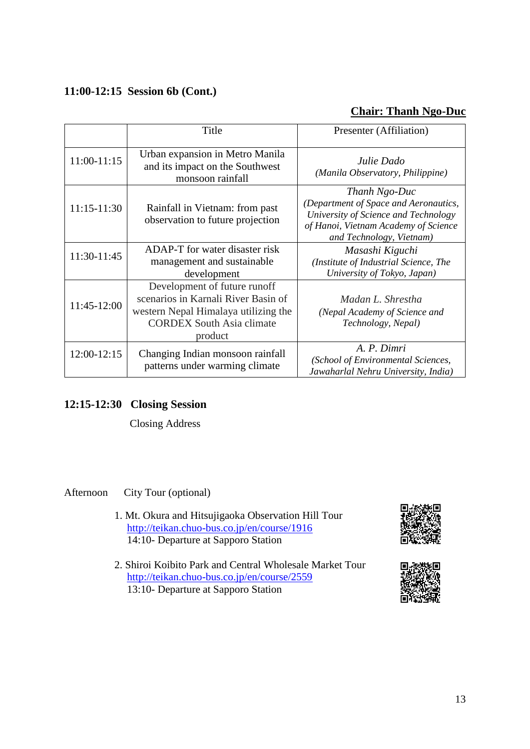**11:00-12:15 Session 6b (Cont.)**

**Chair: Thanh Ngo-Duc**

| | Title | Presenter (Affiliation) |
|---|---|---|
| 11:00-11:15 | Urban expansion in Metro Manila and its impact on the Southwest monsoon rainfall | *Julie Dado* *(Manila Observatory, Philippine)* |
| 11:15-11:30 | Rainfall in Vietnam: from past observation to future projection | *Thanh Ngo-Duc* *(Department of Space and Aeronautics, University of Science and Technology of Hanoi, Vietnam Academy of Science and Technology, Vietnam)* |
| 11:30-11:45 | ADAP-T for water disaster risk management and sustainable development | *Masashi Kiguchi* *(Institute of Industrial Science, The University of Tokyo, Japan)* |
| 11:45-12:00 | Development of future runoff scenarios in Karnali River Basin of western Nepal Himalaya utilizing the CORDEX South Asia climate product | *Madan L. Shrestha* *(Nepal Academy of Science and Technology, Nepal)* |
| 12:00-12:15 | Changing Indian monsoon rainfall patterns under warming climate | *A. P. Dimri* *(School of Environmental Sciences, Jawaharlal Nehru University, India)* |

**12:15-12:30 Closing Session**

Closing Address

Afternoon City Tour (optional)

1. Mt. Okura and Hitsujigaoka Observation Hill Tour
   http://teikan.chuo-bus.co.jp/en/course/1916
   14:10- Departure at Sapporo Station

2. Shiroi Koibito Park and Central Wholesale Market Tour
   http://teikan.chuo-bus.co.jp/en/course/2559
   13:10- Departure at Sapporo Station